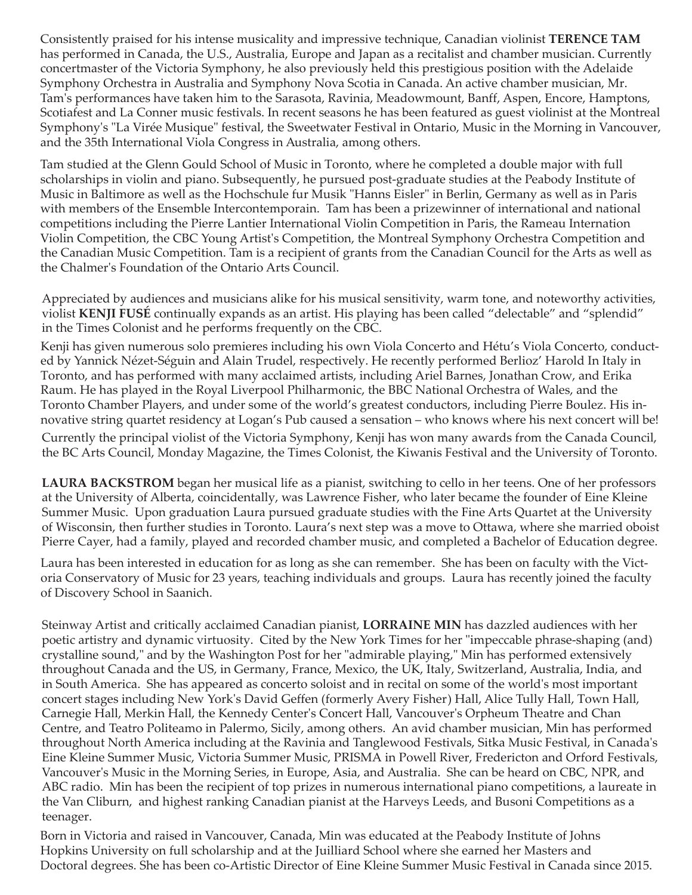Consistently praised for his intense musicality and impressive technique, Canadian violinist **TERENCE TAM** has performed in Canada, the U.S., Australia, Europe and Japan as a recitalist and chamber musician. Currently concertmaster of the Victoria Symphony, he also previously held this prestigious position with the Adelaide Symphony Orchestra in Australia and Symphony Nova Scotia in Canada. An active chamber musician, Mr. Tam's performances have taken him to the Sarasota, Ravinia, Meadowmount, Banff, Aspen, Encore, Hamptons, Scotiafest and La Conner music festivals. In recent seasons he has been featured as guest violinist at the Montreal Symphony's "La Virée Musique" festival, the Sweetwater Festival in Ontario, Music in the Morning in Vancouver, and the 35th International Viola Congress in Australia, among others.

Tam studied at the Glenn Gould School of Music in Toronto, where he completed a double major with full scholarships in violin and piano. Subsequently, he pursued post-graduate studies at the Peabody Institute of Music in Baltimore as well as the Hochschule fur Musik "Hanns Eisler" in Berlin, Germany as well as in Paris with members of the Ensemble Intercontemporain. Tam has been a prizewinner of international and national competitions including the Pierre Lantier International Violin Competition in Paris, the Rameau Internation Violin Competition, the CBC Young Artist's Competition, the Montreal Symphony Orchestra Competition and the Canadian Music Competition. Tam is a recipient of grants from the Canadian Council for the Arts as well as the Chalmer's Foundation of the Ontario Arts Council.

Appreciated by audiences and musicians alike for his musical sensitivity, warm tone, and noteworthy activities, violist **KENJI FUSÉ** continually expands as an artist. His playing has been called "delectable" and "splendid" in the Times Colonist and he performs frequently on the CBC.

Kenji has given numerous solo premieres including his own Viola Concerto and Hétu's Viola Concerto, conducted by Yannick Nézet-Séguin and Alain Trudel, respectively. He recently performed Berlioz' Harold In Italy in Toronto, and has performed with many acclaimed artists, including Ariel Barnes, Jonathan Crow, and Erika Raum. He has played in the Royal Liverpool Philharmonic, the BBC National Orchestra of Wales, and the Toronto Chamber Players, and under some of the world's greatest conductors, including Pierre Boulez. His innovative string quartet residency at Logan's Pub caused a sensation – who knows where his next concert will be! Currently the principal violist of the Victoria Symphony, Kenji has won many awards from the Canada Council, the BC Arts Council, Monday Magazine, the Times Colonist, the Kiwanis Festival and the University of Toronto.

**LAURA BACKSTROM** began her musical life as a pianist, switching to cello in her teens. One of her professors at the University of Alberta, coincidentally, was Lawrence Fisher, who later became the founder of Eine Kleine Summer Music. Upon graduation Laura pursued graduate studies with the Fine Arts Quartet at the University of Wisconsin, then further studies in Toronto. Laura's next step was a move to Ottawa, where she married oboist Pierre Cayer, had a family, played and recorded chamber music, and completed a Bachelor of Education degree.

Laura has been interested in education for as long as she can remember. She has been on faculty with the Victoria Conservatory of Music for 23 years, teaching individuals and groups. Laura has recently joined the faculty of Discovery School in Saanich.

Steinway Artist and critically acclaimed Canadian pianist, **LORRAINE MIN** has dazzled audiences with her poetic artistry and dynamic virtuosity. Cited by the New York Times for her "impeccable phrase-shaping (and) crystalline sound," and by the Washington Post for her "admirable playing," Min has performed extensively throughout Canada and the US, in Germany, France, Mexico, the UK, Italy, Switzerland, Australia, India, and in South America. She has appeared as concerto soloist and in recital on some of the world's most important concert stages including New York's David Geffen (formerly Avery Fisher) Hall, Alice Tully Hall, Town Hall, Carnegie Hall, Merkin Hall, the Kennedy Center's Concert Hall, Vancouver's Orpheum Theatre and Chan Centre, and Teatro Politeamo in Palermo, Sicily, among others. An avid chamber musician, Min has performed throughout North America including at the Ravinia and Tanglewood Festivals, Sitka Music Festival, in Canada's Eine Kleine Summer Music, Victoria Summer Music, PRISMA in Powell River, Fredericton and Orford Festivals, Vancouver's Music in the Morning Series, in Europe, Asia, and Australia. She can be heard on CBC, NPR, and ABC radio. Min has been the recipient of top prizes in numerous international piano competitions, a laureate in the Van Cliburn, and highest ranking Canadian pianist at the Harveys Leeds, and Busoni Competitions as a teenager.

Born in Victoria and raised in Vancouver, Canada, Min was educated at the Peabody Institute of Johns Hopkins University on full scholarship and at the Juilliard School where she earned her Masters and Doctoral degrees. She has been co-Artistic Director of Eine Kleine Summer Music Festival in Canada since 2015.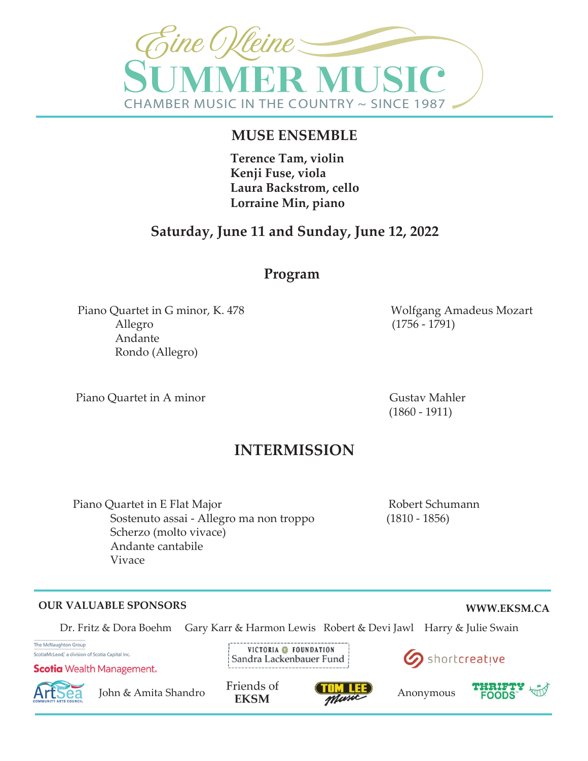# Eine Kleine SUMMER MUSIC

CHAMBER MUSIC IN THE COUNTRY ~ SINCE 1987

## MUSE ENSEMBLE

**Terence Tam, violin**
**Kenji Fuse, viola**
**Laura Backstrom, cello**
**Lorraine Min, piano**

**Saturday, June 11 and Sunday, June 12, 2022**

## Program

Piano Quartet in G minor, K. 478 — Wolfgang Amadeus Mozart (1756 - 1791)

- Allegro
- Andante
- Rondo (Allegro)

Piano Quartet in A minor — Gustav Mahler (1860 - 1911)

## INTERMISSION

Piano Quartet in E Flat Major — Robert Schumann (1810 - 1856)

- Sostenuto assai - Allegro ma non troppo
- Scherzo (molto vivace)
- Andante cantabile
- Vivace

**OUR VALUABLE SPONSORS**

**WWW.EKSM.CA**

Dr. Fritz & Dora Boehm    Gary Karr & Harmon Lewis    Robert & Devi Jawl    Harry & Julie Swain

The McNaughton Group, ScotiaMcLeod, a division of Scotia Capital Inc., Scotia Wealth Management.

Victoria Foundation Sandra Lackenbauer Fund

shortcreative

ArtSea Community Arts Council

John & Amita Shandro

Friends of **EKSM**

Tom Lee Music

Anonymous

Thrifty Foods